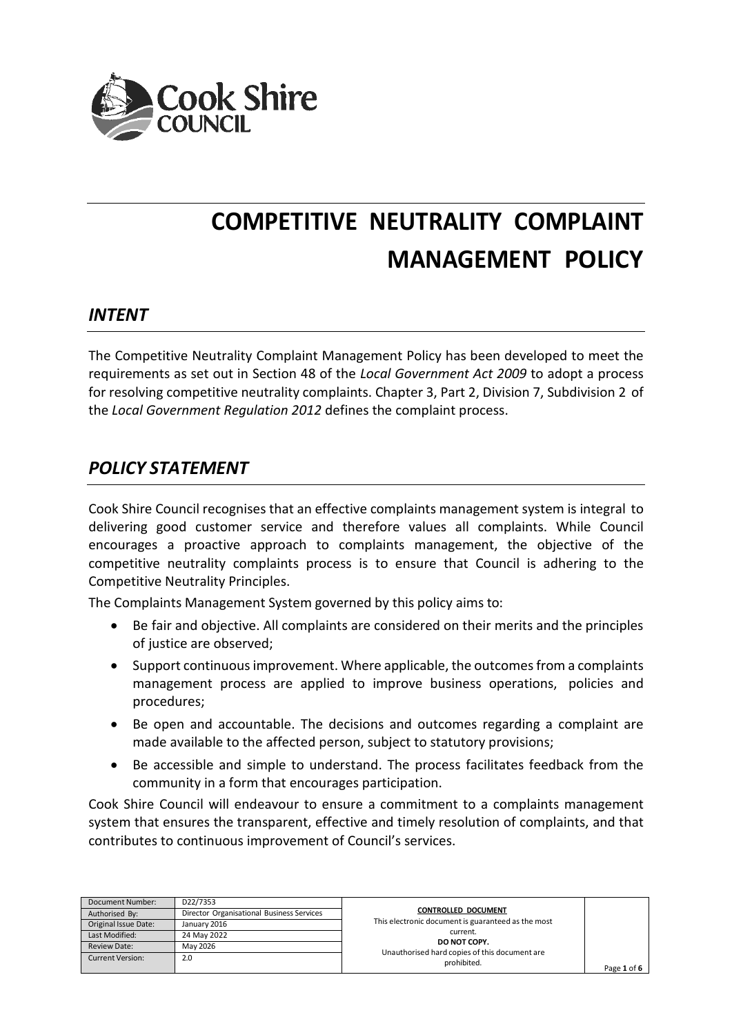# COMPETITIVE NEUTRALITY COMPLAINT MANAGEMENT POLICY

## *INTENT*

The Competitive Neutrality Complaint Management Policy has been developed to meet the requirements as set out in Section 48 of the *Local Government Act 2009* to adopt a process for resolving competitive neutrality complaints. Chapter 3, Part 2, Division 7, Subdivision 2 of the *Local Government Regulation 2012* defines the complaint process.

## *POLICY STATEMENT*

Cook Shire Council recognises that an effective complaints management system is integral to delivering good customer service and therefore values all complaints. While Council encourages a proactive approach to complaints management, the objective of the competitive neutrality complaints process is to ensure that Council is adhering to the Competitive Neutrality Principles.

The Complaints Management System governed by this policy aims to:

- Be fair and objective. All complaints are considered on their merits and the principles of justice are observed;
- Support continuous improvement. Where applicable, the outcomes from a complaints management process are applied to improve business operations, policies and procedures;
- Be open and accountable. The decisions and outcomes regarding a complaint are made available to the affected person, subject to statutory provisions;
- Be accessible and simple to understand. The process facilitates feedback from the community in a form that encourages participation.

Cook Shire Council will endeavour to ensure a commitment to a complaints management system that ensures the transparent, effective and timely resolution of complaints, and that contributes to continuous improvement of Council's services.

| Document Number: | D22/7353 |
|---|---|
| Authorised By: | Director Organisational Business Services |
| Original Issue Date: | January 2016 |
| Last Modified: | 24 May 2022 |
| Review Date: | May 2026 |
| Current Version: | 2.0 |

**CONTROLLED DOCUMENT**
This electronic document is guaranteed as the most current.
**DO NOT COPY.**
Unauthorised hard copies of this document are prohibited.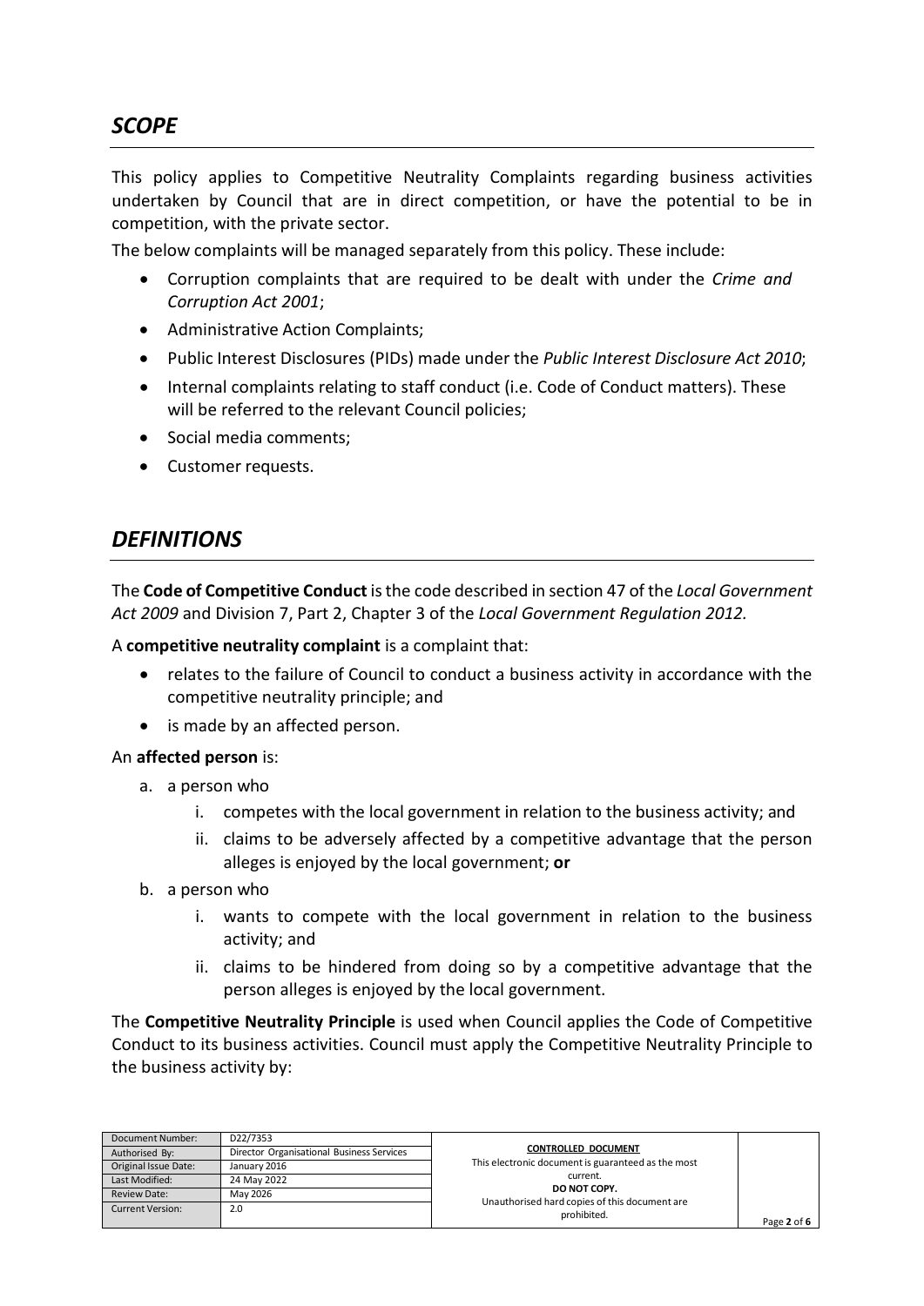## *SCOPE*

This policy applies to Competitive Neutrality Complaints regarding business activities undertaken by Council that are in direct competition, or have the potential to be in competition, with the private sector.

The below complaints will be managed separately from this policy. These include:

- Corruption complaints that are required to be dealt with under the *Crime and Corruption Act 2001*;
- Administrative Action Complaints;
- Public Interest Disclosures (PIDs) made under the *Public Interest Disclosure Act 2010*;
- Internal complaints relating to staff conduct (i.e. Code of Conduct matters). These will be referred to the relevant Council policies;
- Social media comments;
- Customer requests.

## *DEFINITIONS*

The **Code of Competitive Conduct** is the code described in section 47 of the *Local Government Act 2009* and Division 7, Part 2, Chapter 3 of the *Local Government Regulation 2012.*

A **competitive neutrality complaint** is a complaint that:

- relates to the failure of Council to conduct a business activity in accordance with the competitive neutrality principle; and
- is made by an affected person.

An **affected person** is:

a. a person who
   i. competes with the local government in relation to the business activity; and
   ii. claims to be adversely affected by a competitive advantage that the person alleges is enjoyed by the local government; **or**
b. a person who
   i. wants to compete with the local government in relation to the business activity; and
   ii. claims to be hindered from doing so by a competitive advantage that the person alleges is enjoyed by the local government.

The **Competitive Neutrality Principle** is used when Council applies the Code of Competitive Conduct to its business activities. Council must apply the Competitive Neutrality Principle to the business activity by:

| Document Number: | D22/7353 |
|---|---|
| Authorised By: | Director Organisational Business Services |
| Original Issue Date: | January 2016 |
| Last Modified: | 24 May 2022 |
| Review Date: | May 2026 |
| Current Version: | 2.0 |

**CONTROLLED DOCUMENT**
This electronic document is guaranteed as the most current.
**DO NOT COPY.**
Unauthorised hard copies of this document are prohibited.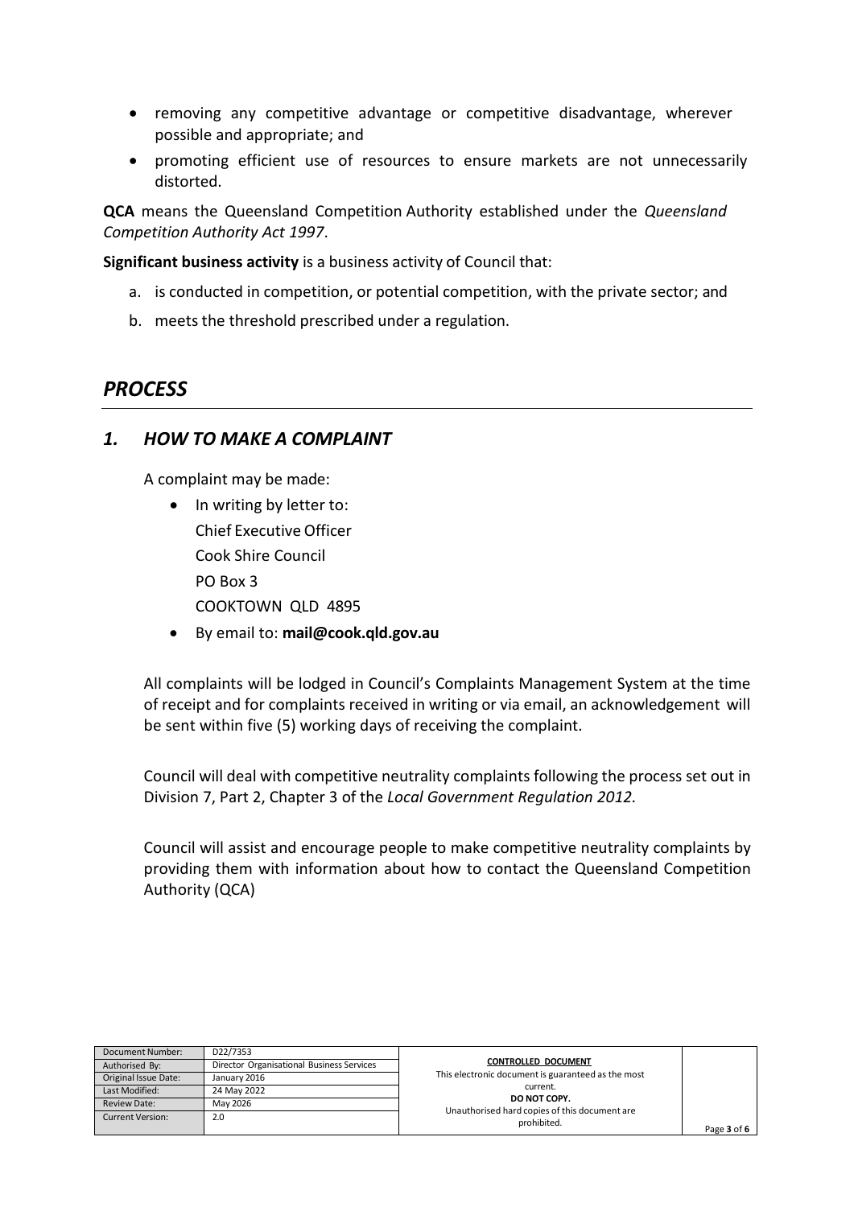- removing any competitive advantage or competitive disadvantage, wherever possible and appropriate; and
- promoting efficient use of resources to ensure markets are not unnecessarily distorted.

**QCA** means the Queensland Competition Authority established under the *Queensland Competition Authority Act 1997*.

**Significant business activity** is a business activity of Council that:

a. is conducted in competition, or potential competition, with the private sector; and
b. meets the threshold prescribed under a regulation.

## *PROCESS*

### *1. HOW TO MAKE A COMPLAINT*

A complaint may be made:

- In writing by letter to:
  Chief Executive Officer
  Cook Shire Council
  PO Box 3
  COOKTOWN QLD 4895
- By email to: **mail@cook.qld.gov.au**

All complaints will be lodged in Council's Complaints Management System at the time of receipt and for complaints received in writing or via email, an acknowledgement will be sent within five (5) working days of receiving the complaint.

Council will deal with competitive neutrality complaints following the process set out in Division 7, Part 2, Chapter 3 of the *Local Government Regulation 2012.*

Council will assist and encourage people to make competitive neutrality complaints by providing them with information about how to contact the Queensland Competition Authority (QCA)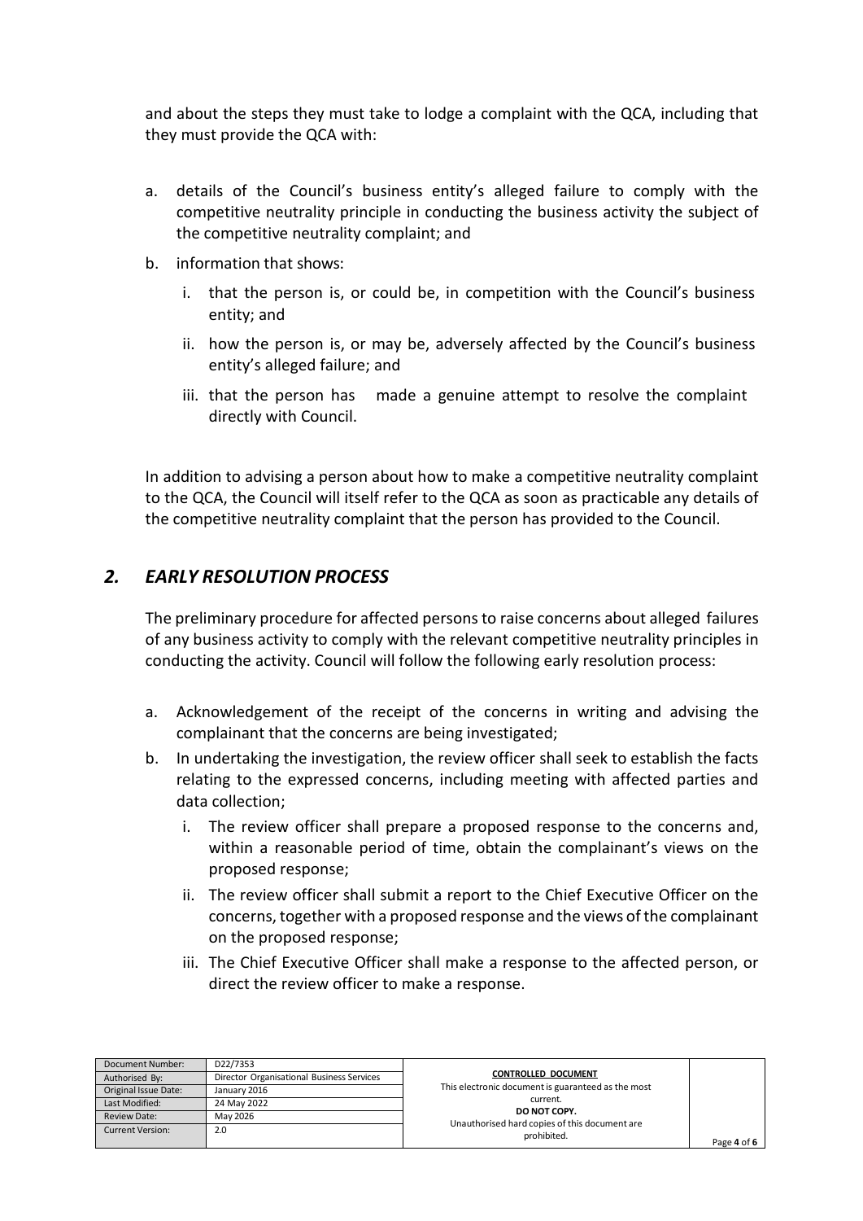and about the steps they must take to lodge a complaint with the QCA, including that they must provide the QCA with:

a. details of the Council's business entity's alleged failure to comply with the competitive neutrality principle in conducting the business activity the subject of the competitive neutrality complaint; and
b. information that shows:
   i. that the person is, or could be, in competition with the Council's business entity; and
   ii. how the person is, or may be, adversely affected by the Council's business entity's alleged failure; and
   iii. that the person has made a genuine attempt to resolve the complaint directly with Council.

In addition to advising a person about how to make a competitive neutrality complaint to the QCA, the Council will itself refer to the QCA as soon as practicable any details of the competitive neutrality complaint that the person has provided to the Council.

## *2. EARLY RESOLUTION PROCESS*

The preliminary procedure for affected persons to raise concerns about alleged failures of any business activity to comply with the relevant competitive neutrality principles in conducting the activity. Council will follow the following early resolution process:

a. Acknowledgement of the receipt of the concerns in writing and advising the complainant that the concerns are being investigated;
b. In undertaking the investigation, the review officer shall seek to establish the facts relating to the expressed concerns, including meeting with affected parties and data collection;
   i. The review officer shall prepare a proposed response to the concerns and, within a reasonable period of time, obtain the complainant's views on the proposed response;
   ii. The review officer shall submit a report to the Chief Executive Officer on the concerns, together with a proposed response and the views of the complainant on the proposed response;
   iii. The Chief Executive Officer shall make a response to the affected person, or direct the review officer to make a response.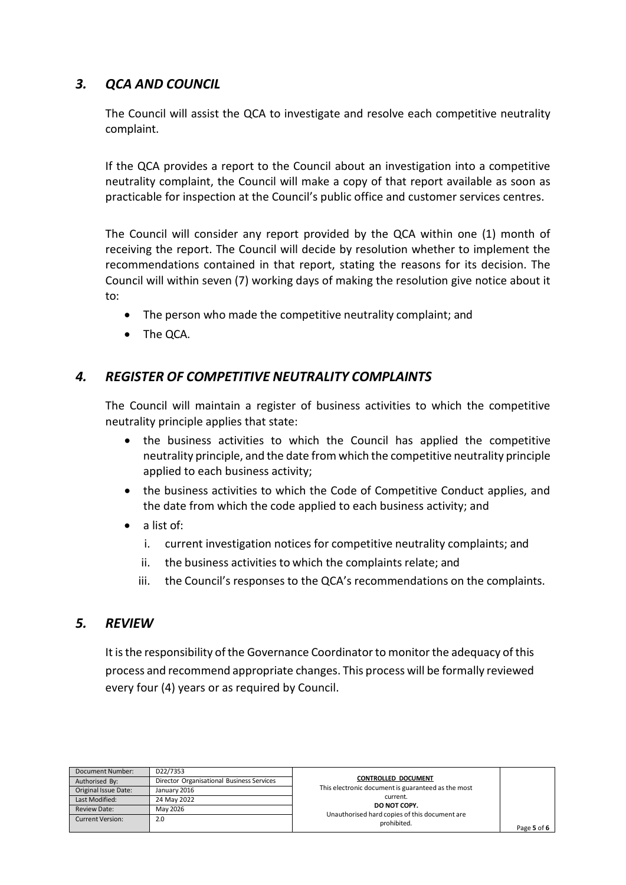## *3. QCA AND COUNCIL*

The Council will assist the QCA to investigate and resolve each competitive neutrality complaint.

If the QCA provides a report to the Council about an investigation into a competitive neutrality complaint, the Council will make a copy of that report available as soon as practicable for inspection at the Council's public office and customer services centres.

The Council will consider any report provided by the QCA within one (1) month of receiving the report. The Council will decide by resolution whether to implement the recommendations contained in that report, stating the reasons for its decision. The Council will within seven (7) working days of making the resolution give notice about it to:

- The person who made the competitive neutrality complaint; and
- The QCA.

## *4. REGISTER OF COMPETITIVE NEUTRALITY COMPLAINTS*

The Council will maintain a register of business activities to which the competitive neutrality principle applies that state:

- the business activities to which the Council has applied the competitive neutrality principle, and the date from which the competitive neutrality principle applied to each business activity;
- the business activities to which the Code of Competitive Conduct applies, and the date from which the code applied to each business activity; and
- a list of:
  1. current investigation notices for competitive neutrality complaints; and
  2. the business activities to which the complaints relate; and
  3. the Council's responses to the QCA's recommendations on the complaints.

## *5. REVIEW*

It is the responsibility of the Governance Coordinator to monitor the adequacy of this process and recommend appropriate changes. This process will be formally reviewed every four (4) years or as required by Council.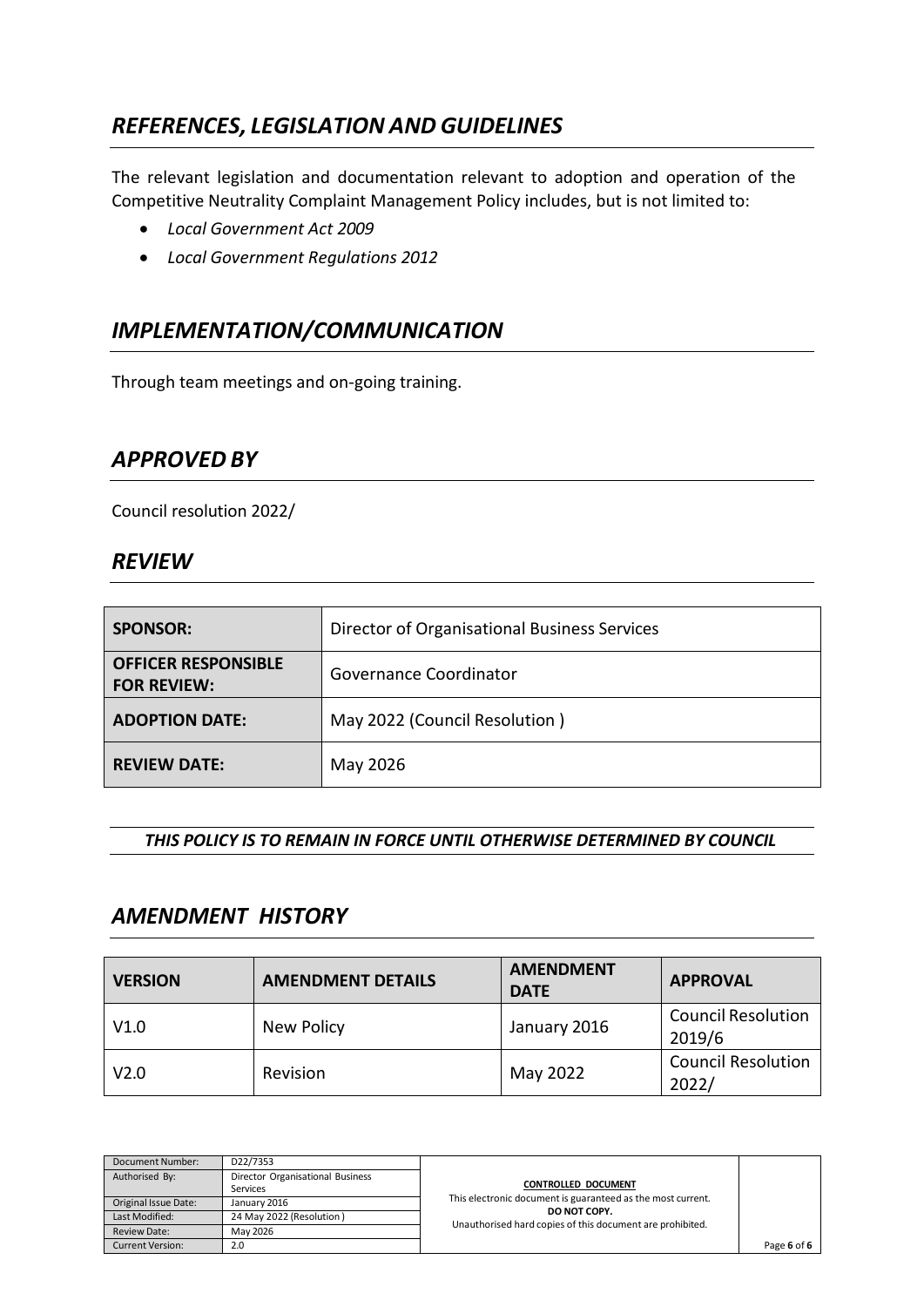## *REFERENCES, LEGISLATION AND GUIDELINES*

The relevant legislation and documentation relevant to adoption and operation of the Competitive Neutrality Complaint Management Policy includes, but is not limited to:

- *Local Government Act 2009*
- *Local Government Regulations 2012*

## *IMPLEMENTATION/COMMUNICATION*

Through team meetings and on-going training.

## *APPROVED BY*

Council resolution 2022/

## *REVIEW*

| | |
|---|---|
| **SPONSOR:** | Director of Organisational Business Services |
| **OFFICER RESPONSIBLE FOR REVIEW:** | Governance Coordinator |
| **ADOPTION DATE:** | May 2022 (Council Resolution ) |
| **REVIEW DATE:** | May 2026 |

***THIS POLICY IS TO REMAIN IN FORCE UNTIL OTHERWISE DETERMINED BY COUNCIL***

## *AMENDMENT HISTORY*

| VERSION | AMENDMENT DETAILS | AMENDMENT DATE | APPROVAL |
|---|---|---|---|
| V1.0 | New Policy | January 2016 | Council Resolution 2019/6 |
| V2.0 | Revision | May 2022 | Council Resolution 2022/ |

| | |
|---|---|
| Document Number: | D22/7353 |
| Authorised By: | Director Organisational Business Services |
| Original Issue Date: | January 2016 |
| Last Modified: | 24 May 2022 (Resolution ) |
| Review Date: | May 2026 |
| Current Version: | 2.0 |

**CONTROLLED DOCUMENT**
This electronic document is guaranteed as the most current.
**DO NOT COPY.**
Unauthorised hard copies of this document are prohibited.